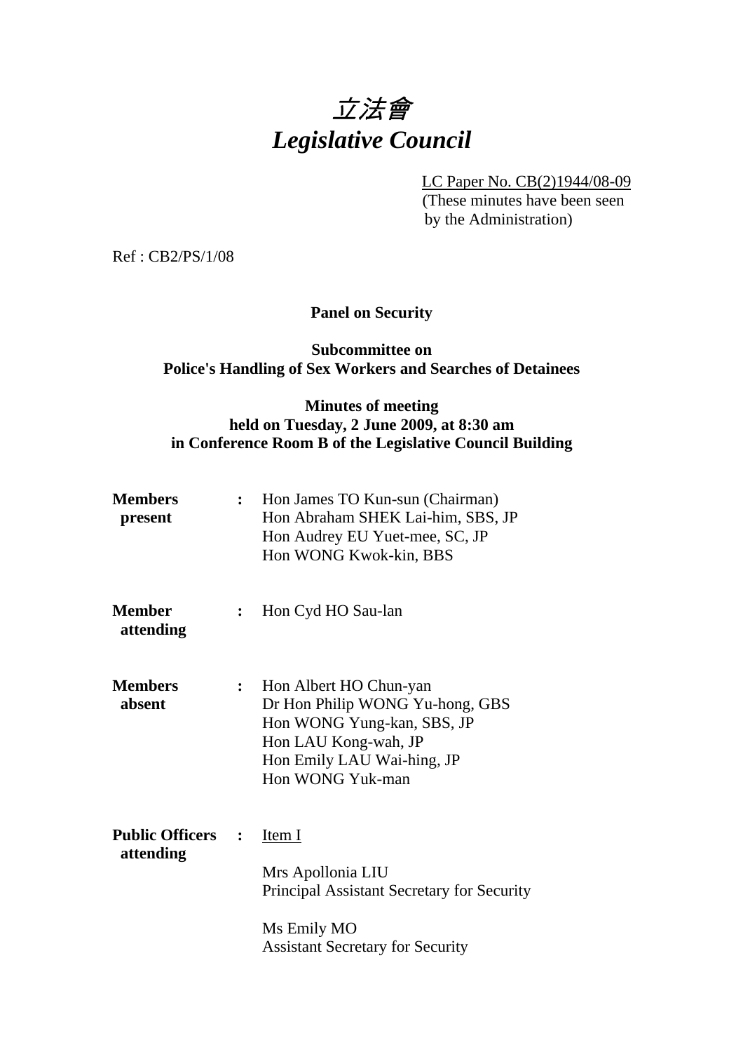# 立法會
# *Legislative Council*

LC Paper No. CB(2)1944/08-09
(These minutes have been seen by the Administration)

Ref : CB2/PS/1/08

**Panel on Security**

**Subcommittee on Police's Handling of Sex Workers and Searches of Detainees**

**Minutes of meeting held on Tuesday, 2 June 2009, at 8:30 am in Conference Room B of the Legislative Council Building**

**Members present** : Hon James TO Kun-sun (Chairman)
Hon Abraham SHEK Lai-him, SBS, JP
Hon Audrey EU Yuet-mee, SC, JP
Hon WONG Kwok-kin, BBS

**Member attending** : Hon Cyd HO Sau-lan

**Members absent** : Hon Albert HO Chun-yan
Dr Hon Philip WONG Yu-hong, GBS
Hon WONG Yung-kan, SBS, JP
Hon LAU Kong-wah, JP
Hon Emily LAU Wai-hing, JP
Hon WONG Yuk-man

**Public Officers attending** : Item I

Mrs Apollonia LIU
Principal Assistant Secretary for Security

Ms Emily MO
Assistant Secretary for Security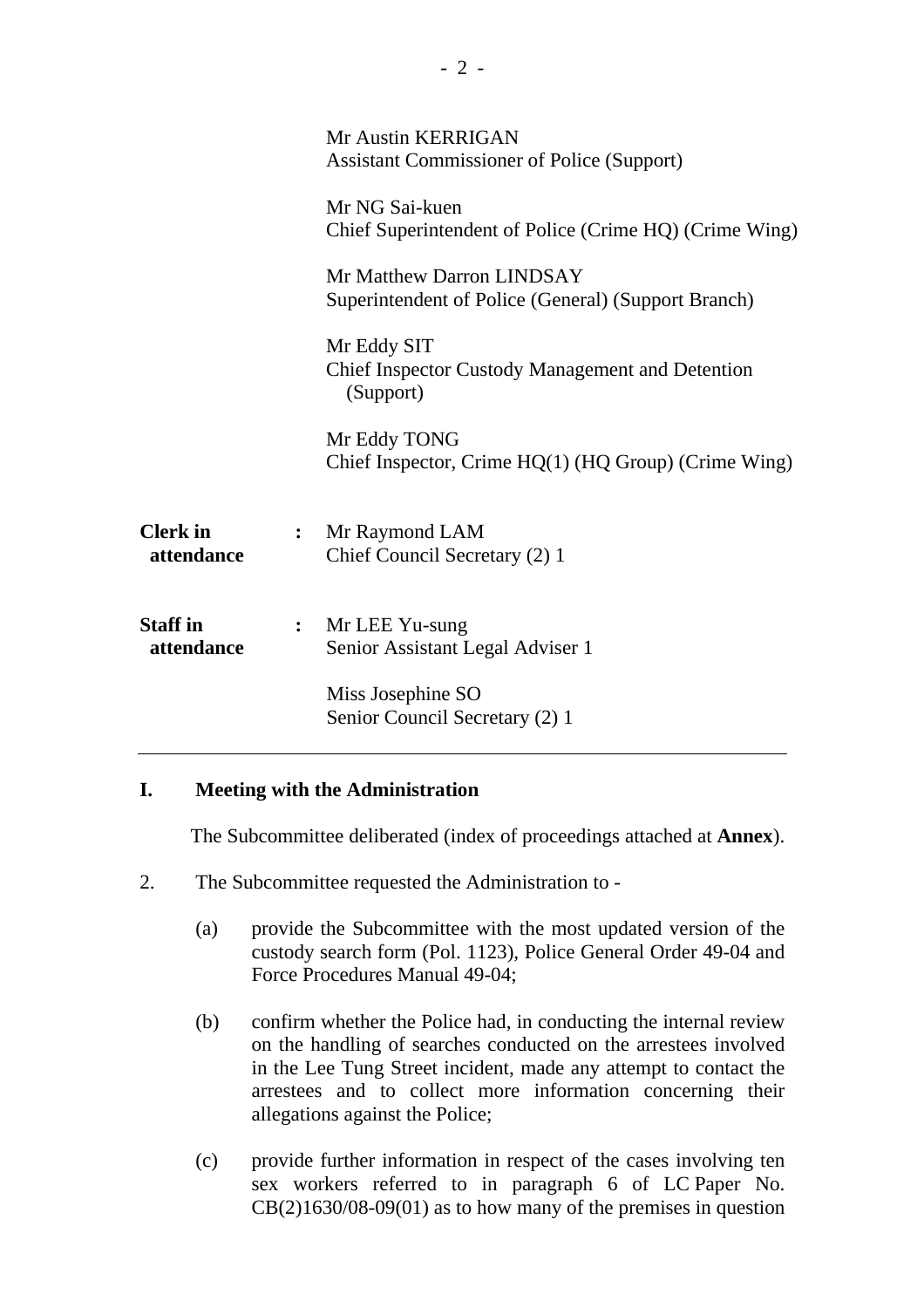Mr Austin KERRIGAN
Assistant Commissioner of Police (Support)

Mr NG Sai-kuen
Chief Superintendent of Police (Crime HQ) (Crime Wing)

Mr Matthew Darron LINDSAY
Superintendent of Police (General) (Support Branch)

Mr Eddy SIT
Chief Inspector Custody Management and Detention (Support)

Mr Eddy TONG
Chief Inspector, Crime HQ(1) (HQ Group) (Crime Wing)

**Clerk in attendance** : Mr Raymond LAM
Chief Council Secretary (2) 1

**Staff in attendance** : Mr LEE Yu-sung
Senior Assistant Legal Adviser 1

Miss Josephine SO
Senior Council Secretary (2) 1

---

## I. Meeting with the Administration

The Subcommittee deliberated (index of proceedings attached at **Annex**).

2. The Subcommittee requested the Administration to -

   (a) provide the Subcommittee with the most updated version of the custody search form (Pol. 1123), Police General Order 49-04 and Force Procedures Manual 49-04;

   (b) confirm whether the Police had, in conducting the internal review on the handling of searches conducted on the arrestees involved in the Lee Tung Street incident, made any attempt to contact the arrestees and to collect more information concerning their allegations against the Police;

   (c) provide further information in respect of the cases involving ten sex workers referred to in paragraph 6 of LC Paper No. CB(2)1630/08-09(01) as to how many of the premises in question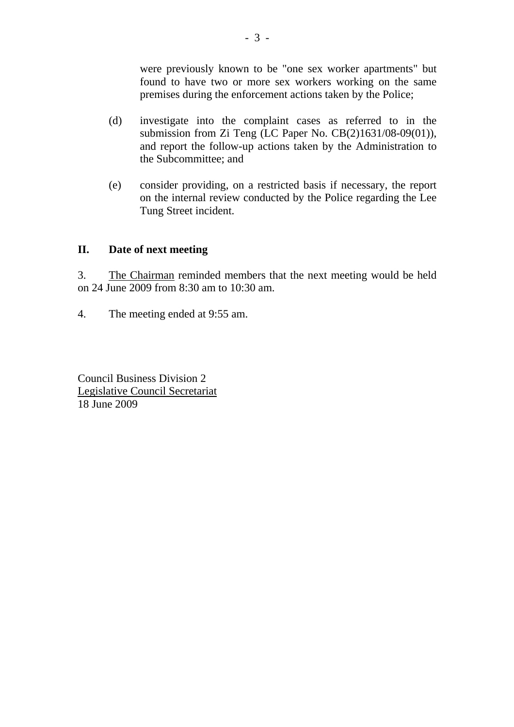were previously known to be "one sex worker apartments" but found to have two or more sex workers working on the same premises during the enforcement actions taken by the Police;

(d) investigate into the complaint cases as referred to in the submission from Zi Teng (LC Paper No. CB(2)1631/08-09(01)), and report the follow-up actions taken by the Administration to the Subcommittee; and

(e) consider providing, on a restricted basis if necessary, the report on the internal review conducted by the Police regarding the Lee Tung Street incident.

## II. Date of next meeting

3. The Chairman reminded members that the next meeting would be held on 24 June 2009 from 8:30 am to 10:30 am.

4. The meeting ended at 9:55 am.

Council Business Division 2
Legislative Council Secretariat
18 June 2009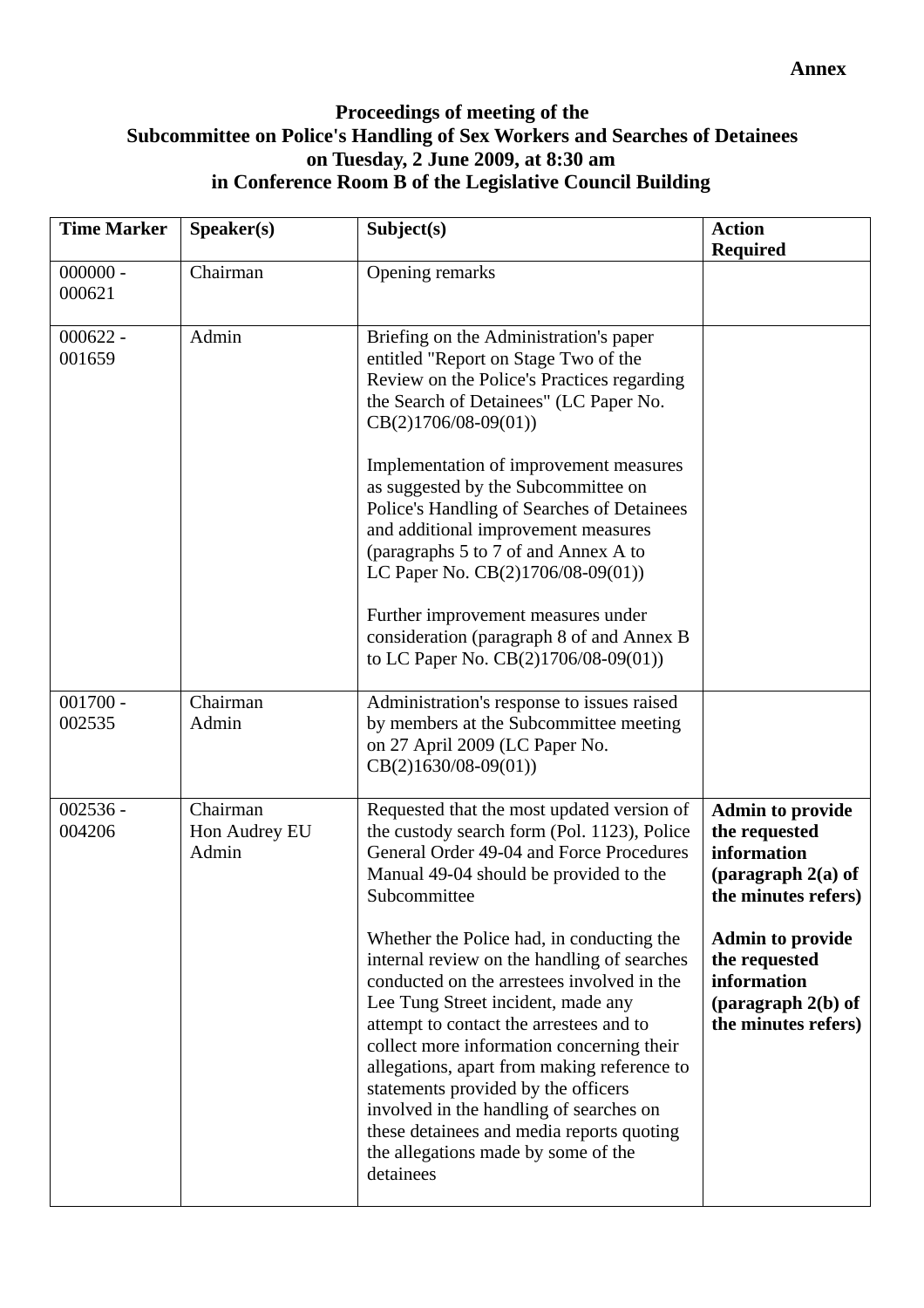**Annex**

**Proceedings of meeting of the**
**Subcommittee on Police's Handling of Sex Workers and Searches of Detainees**
**on Tuesday, 2 June 2009, at 8:30 am**
**in Conference Room B of the Legislative Council Building**

| Time Marker | Speaker(s) | Subject(s) | Action Required |
|---|---|---|---|
| 000000 - 000621 | Chairman | Opening remarks | |
| 000622 - 001659 | Admin | Briefing on the Administration's paper entitled "Report on Stage Two of the Review on the Police's Practices regarding the Search of Detainees" (LC Paper No. CB(2)1706/08-09(01))<br><br>Implementation of improvement measures as suggested by the Subcommittee on Police's Handling of Searches of Detainees and additional improvement measures (paragraphs 5 to 7 of and Annex A to LC Paper No. CB(2)1706/08-09(01))<br><br>Further improvement measures under consideration (paragraph 8 of and Annex B to LC Paper No. CB(2)1706/08-09(01)) | |
| 001700 - 002535 | Chairman<br>Admin | Administration's response to issues raised by members at the Subcommittee meeting on 27 April 2009 (LC Paper No. CB(2)1630/08-09(01)) | |
| 002536 - 004206 | Chairman<br>Hon Audrey EU<br>Admin | Requested that the most updated version of the custody search form (Pol. 1123), Police General Order 49-04 and Force Procedures Manual 49-04 should be provided to the Subcommittee<br><br>Whether the Police had, in conducting the internal review on the handling of searches conducted on the arrestees involved in the Lee Tung Street incident, made any attempt to contact the arrestees and to collect more information concerning their allegations, apart from making reference to statements provided by the officers involved in the handling of searches on these detainees and media reports quoting the allegations made by some of the detainees | **Admin to provide the requested information (paragraph 2(a) of the minutes refers)**<br><br>**Admin to provide the requested information (paragraph 2(b) of the minutes refers)** |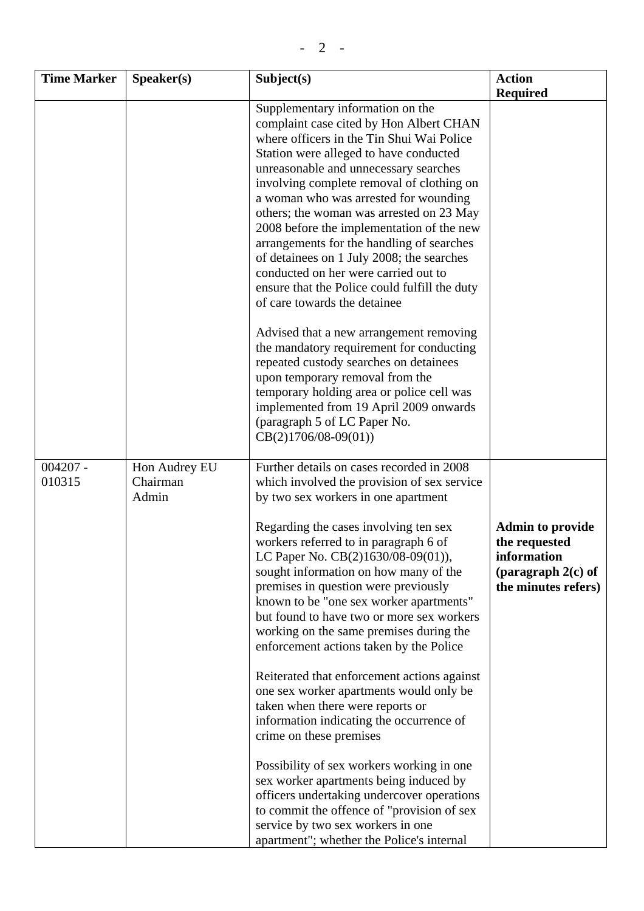| Time Marker | Speaker(s) | Subject(s) | Action Required |
|---|---|---|---|
| | | Supplementary information on the complaint case cited by Hon Albert CHAN where officers in the Tin Shui Wai Police Station were alleged to have conducted unreasonable and unnecessary searches involving complete removal of clothing on a woman who was arrested for wounding others; the woman was arrested on 23 May 2008 before the implementation of the new arrangements for the handling of searches of detainees on 1 July 2008; the searches conducted on her were carried out to ensure that the Police could fulfill the duty of care towards the detainee<br><br>Advised that a new arrangement removing the mandatory requirement for conducting repeated custody searches on detainees upon temporary removal from the temporary holding area or police cell was implemented from 19 April 2009 onwards (paragraph 5 of LC Paper No. CB(2)1706/08-09(01)) | |
| 004207 - 010315 | Hon Audrey EU<br>Chairman<br>Admin | Further details on cases recorded in 2008 which involved the provision of sex service by two sex workers in one apartment<br><br>Regarding the cases involving ten sex workers referred to in paragraph 6 of LC Paper No. CB(2)1630/08-09(01)), sought information on how many of the premises in question were previously known to be "one sex worker apartments" but found to have two or more sex workers working on the same premises during the enforcement actions taken by the Police<br><br>Reiterated that enforcement actions against one sex worker apartments would only be taken when there were reports or information indicating the occurrence of crime on these premises<br><br>Possibility of sex workers working in one sex worker apartments being induced by officers undertaking undercover operations to commit the offence of "provision of sex service by two sex workers in one apartment"; whether the Police's internal | **Admin to provide the requested information (paragraph 2(c) of the minutes refers)** |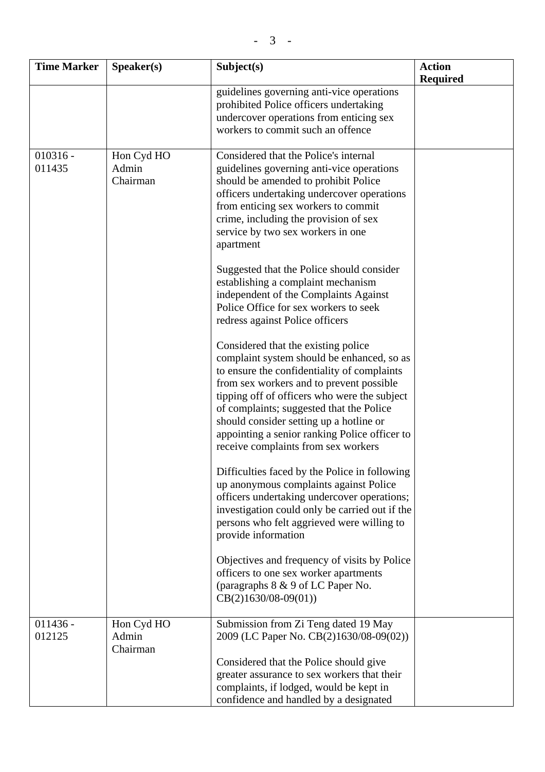| Time Marker | Speaker(s) | Subject(s) | Action Required |
|---|---|---|---|
| | | guidelines governing anti-vice operations prohibited Police officers undertaking undercover operations from enticing sex workers to commit such an offence | |
| 010316 - 011435 | Hon Cyd HO<br>Admin<br>Chairman | Considered that the Police's internal guidelines governing anti-vice operations should be amended to prohibit Police officers undertaking undercover operations from enticing sex workers to commit crime, including the provision of sex service by two sex workers in one apartment<br><br>Suggested that the Police should consider establishing a complaint mechanism independent of the Complaints Against Police Office for sex workers to seek redress against Police officers<br><br>Considered that the existing police complaint system should be enhanced, so as to ensure the confidentiality of complaints from sex workers and to prevent possible tipping off of officers who were the subject of complaints; suggested that the Police should consider setting up a hotline or appointing a senior ranking Police officer to receive complaints from sex workers<br><br>Difficulties faced by the Police in following up anonymous complaints against Police officers undertaking undercover operations; investigation could only be carried out if the persons who felt aggrieved were willing to provide information<br><br>Objectives and frequency of visits by Police officers to one sex worker apartments (paragraphs 8 & 9 of LC Paper No. CB(2)1630/08-09(01)) | |
| 011436 - 012125 | Hon Cyd HO<br>Admin<br>Chairman | Submission from Zi Teng dated 19 May 2009 (LC Paper No. CB(2)1630/08-09(02))<br><br>Considered that the Police should give greater assurance to sex workers that their complaints, if lodged, would be kept in confidence and handled by a designated | |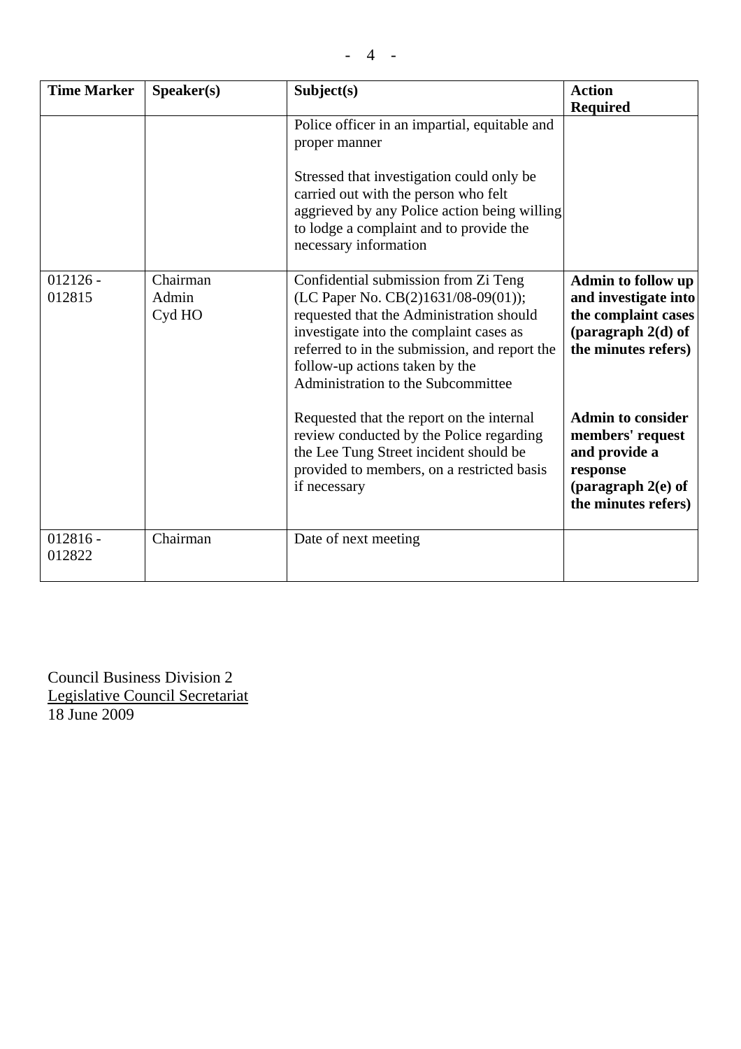| Time Marker | Speaker(s) | Subject(s) | Action Required |
|---|---|---|---|
| | | Police officer in an impartial, equitable and proper manner<br><br>Stressed that investigation could only be carried out with the person who felt aggrieved by any Police action being willing to lodge a complaint and to provide the necessary information | |
| 012126 - 012815 | Chairman<br>Admin<br>Cyd HO | Confidential submission from Zi Teng (LC Paper No. CB(2)1631/08-09(01)); requested that the Administration should investigate into the complaint cases as referred to in the submission, and report the follow-up actions taken by the Administration to the Subcommittee<br><br>Requested that the report on the internal review conducted by the Police regarding the Lee Tung Street incident should be provided to members, on a restricted basis if necessary | **Admin to follow up and investigate into the complaint cases (paragraph 2(d) of the minutes refers)**<br><br>**Admin to consider members' request and provide a response (paragraph 2(e) of the minutes refers)** |
| 012816 - 012822 | Chairman | Date of next meeting | |

Council Business Division 2
Legislative Council Secretariat
18 June 2009